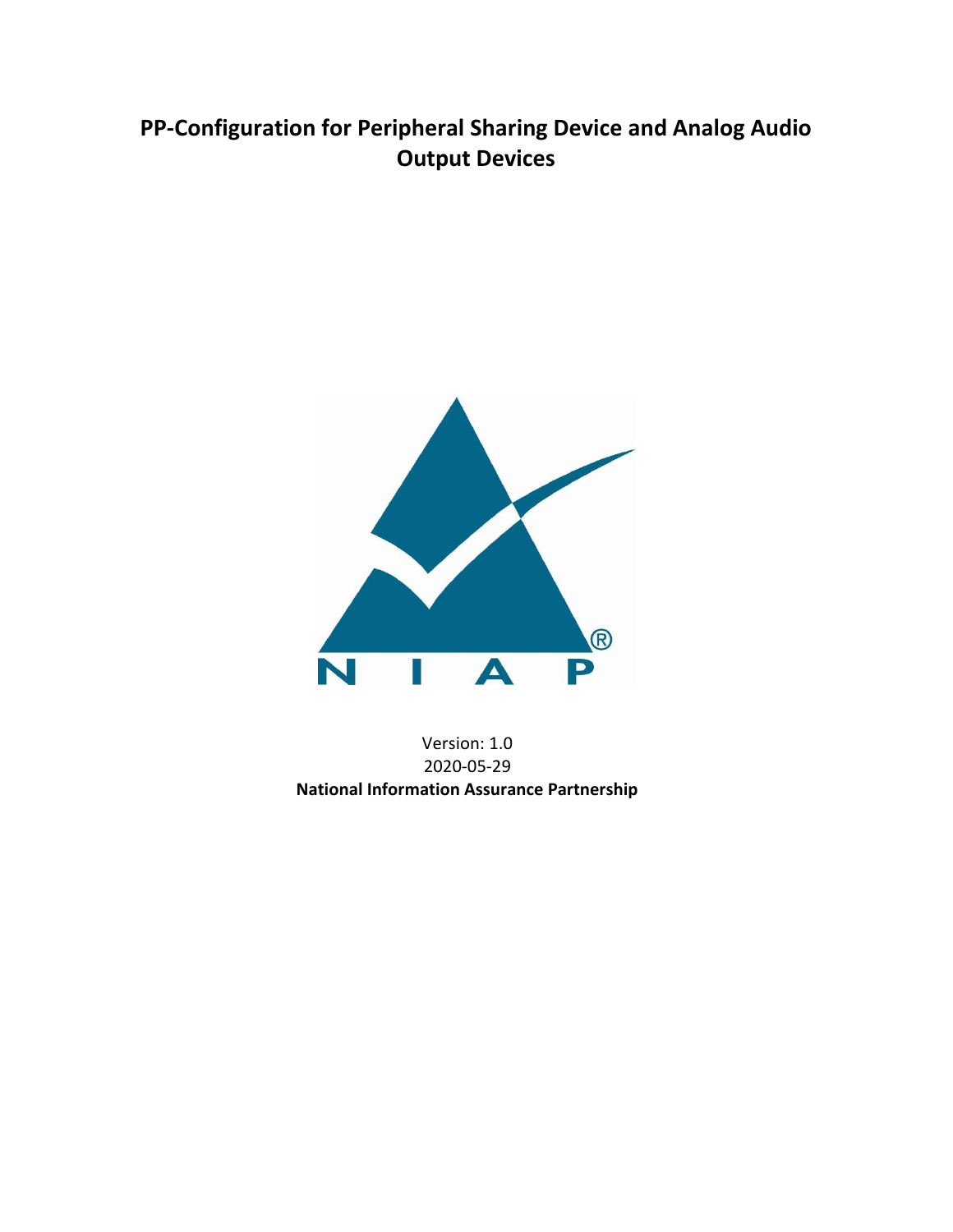# PP-Configuration for Peripheral Sharing Device and Analog Audio Output Devices

Version: 1.0

2020-05-29

**National Information Assurance Partnership**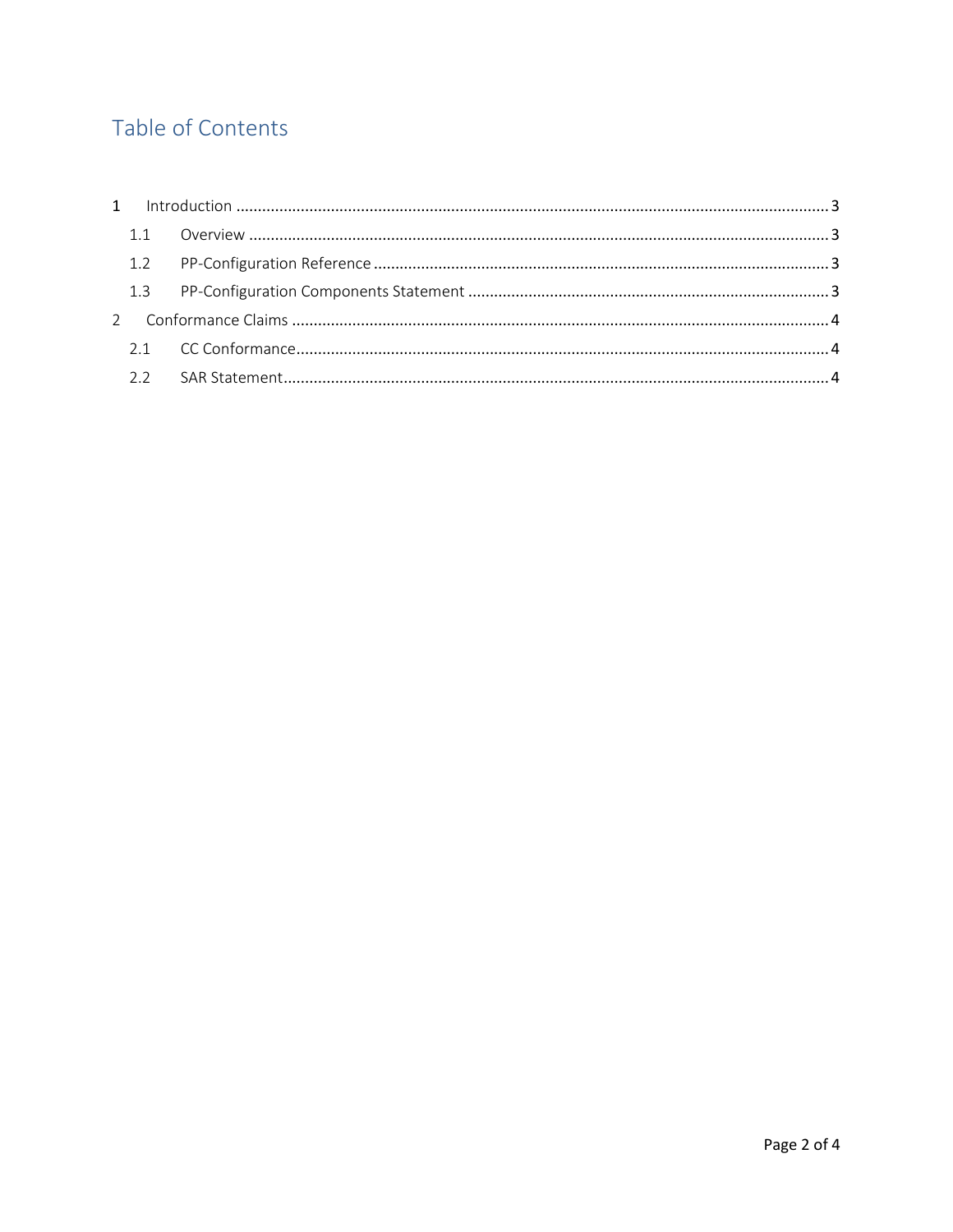# Table of Contents

1 Introduction ........................................................................................................................................ 3

 1.1 Overview ...................................................................................................................................... 3

 1.2 PP-Configuration Reference ......................................................................................................... 3

 1.3 PP-Configuration Components Statement .................................................................................... 3

2 Conformance Claims ............................................................................................................................ 4

 2.1 CC Conformance........................................................................................................................... 4

 2.2 SAR Statement.............................................................................................................................. 4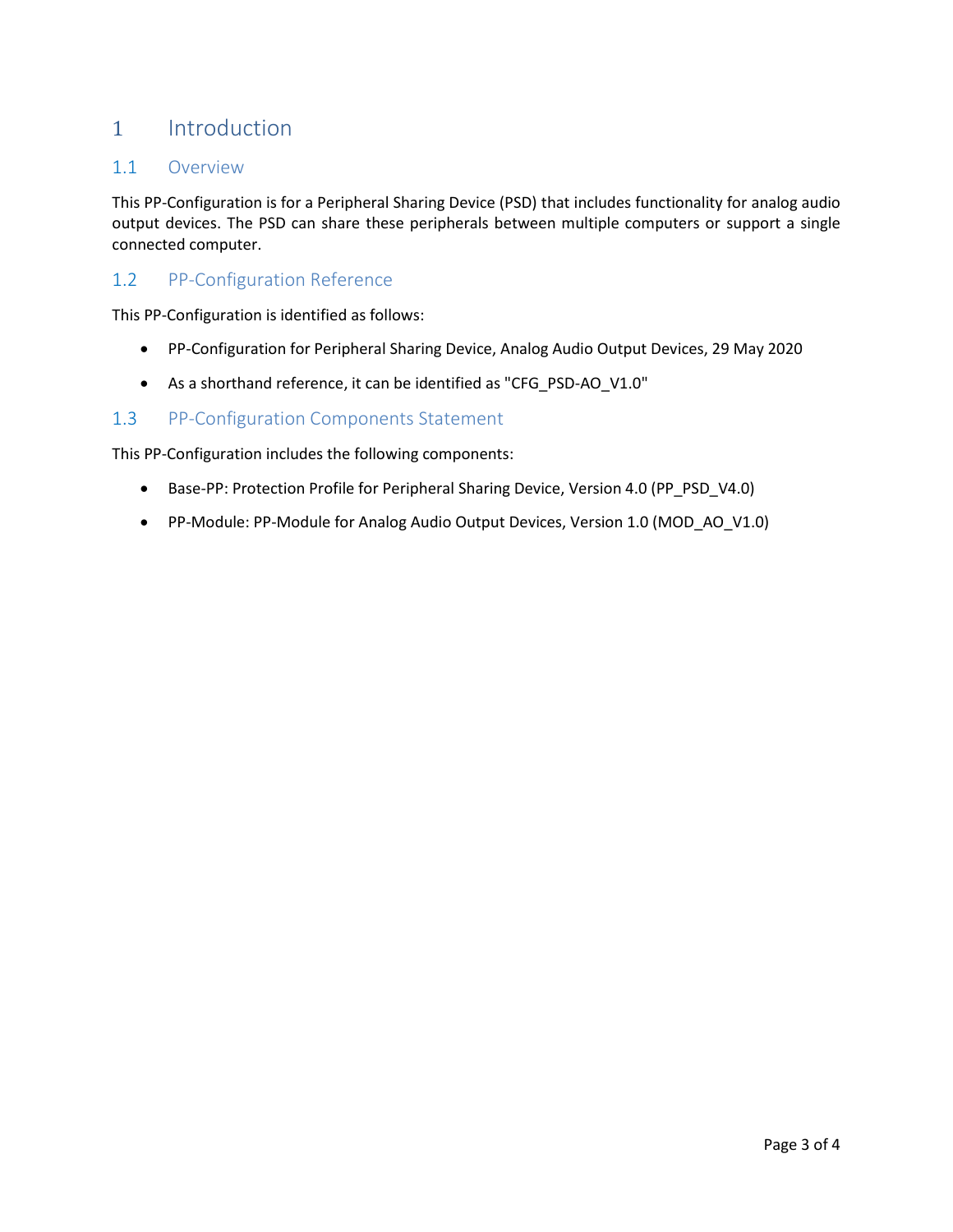# 1 Introduction

## 1.1 Overview

This PP-Configuration is for a Peripheral Sharing Device (PSD) that includes functionality for analog audio output devices. The PSD can share these peripherals between multiple computers or support a single connected computer.

## 1.2 PP-Configuration Reference

This PP-Configuration is identified as follows:

- PP-Configuration for Peripheral Sharing Device, Analog Audio Output Devices, 29 May 2020
- As a shorthand reference, it can be identified as "CFG_PSD-AO_V1.0"

## 1.3 PP-Configuration Components Statement

This PP-Configuration includes the following components:

- Base-PP: Protection Profile for Peripheral Sharing Device, Version 4.0 (PP_PSD_V4.0)
- PP-Module: PP-Module for Analog Audio Output Devices, Version 1.0 (MOD_AO_V1.0)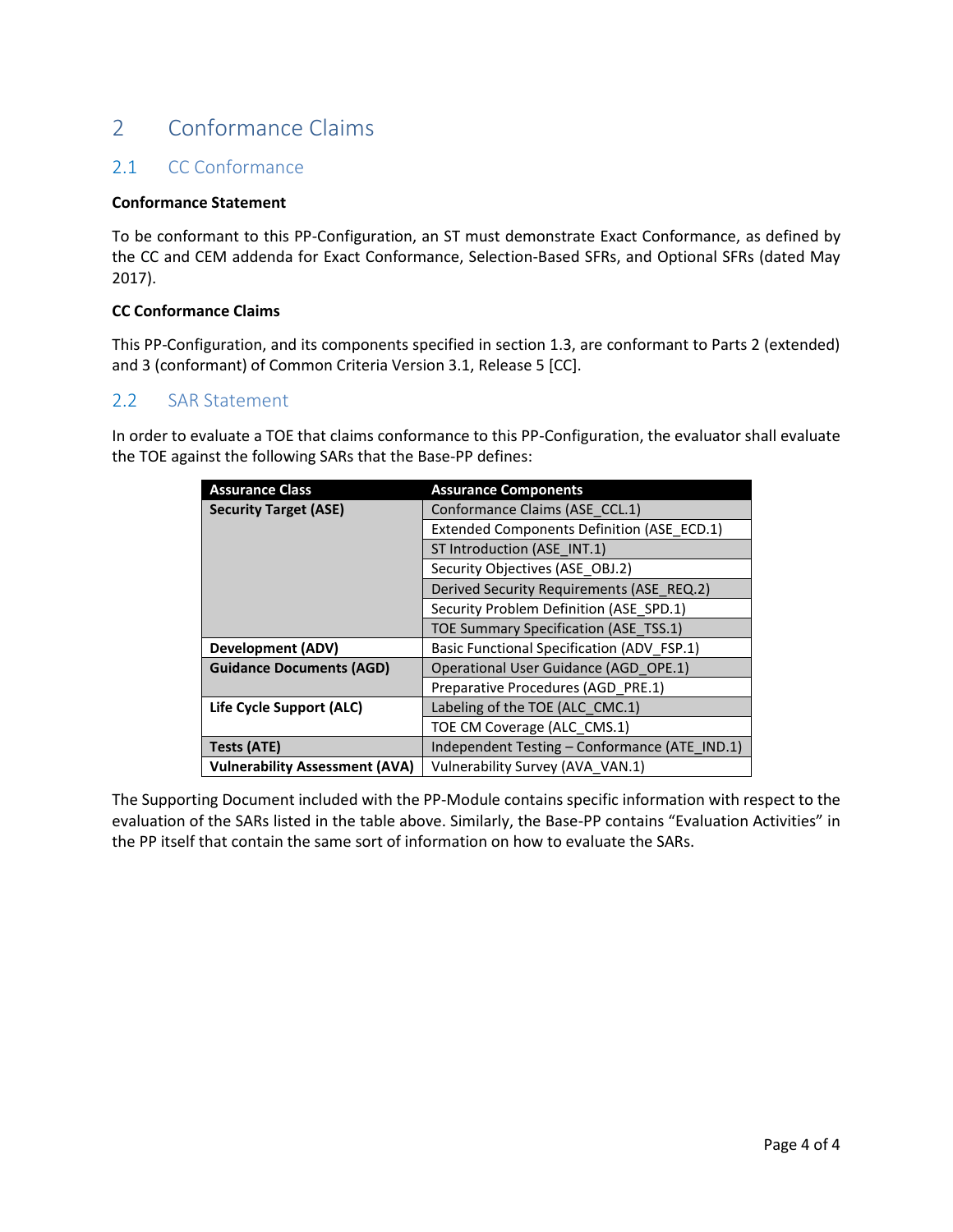# 2 Conformance Claims

## 2.1 CC Conformance

**Conformance Statement**

To be conformant to this PP-Configuration, an ST must demonstrate Exact Conformance, as defined by the CC and CEM addenda for Exact Conformance, Selection-Based SFRs, and Optional SFRs (dated May 2017).

**CC Conformance Claims**

This PP-Configuration, and its components specified in section 1.3, are conformant to Parts 2 (extended) and 3 (conformant) of Common Criteria Version 3.1, Release 5 [CC].

## 2.2 SAR Statement

In order to evaluate a TOE that claims conformance to this PP-Configuration, the evaluator shall evaluate the TOE against the following SARs that the Base-PP defines:

| Assurance Class | Assurance Components |
|---|---|
| **Security Target (ASE)** | Conformance Claims (ASE_CCL.1) |
| | Extended Components Definition (ASE_ECD.1) |
| | ST Introduction (ASE_INT.1) |
| | Security Objectives (ASE_OBJ.2) |
| | Derived Security Requirements (ASE_REQ.2) |
| | Security Problem Definition (ASE_SPD.1) |
| | TOE Summary Specification (ASE_TSS.1) |
| **Development (ADV)** | Basic Functional Specification (ADV_FSP.1) |
| **Guidance Documents (AGD)** | Operational User Guidance (AGD_OPE.1) |
| | Preparative Procedures (AGD_PRE.1) |
| **Life Cycle Support (ALC)** | Labeling of the TOE (ALC_CMC.1) |
| | TOE CM Coverage (ALC_CMS.1) |
| **Tests (ATE)** | Independent Testing – Conformance (ATE_IND.1) |
| **Vulnerability Assessment (AVA)** | Vulnerability Survey (AVA_VAN.1) |

The Supporting Document included with the PP-Module contains specific information with respect to the evaluation of the SARs listed in the table above. Similarly, the Base-PP contains "Evaluation Activities" in the PP itself that contain the same sort of information on how to evaluate the SARs.